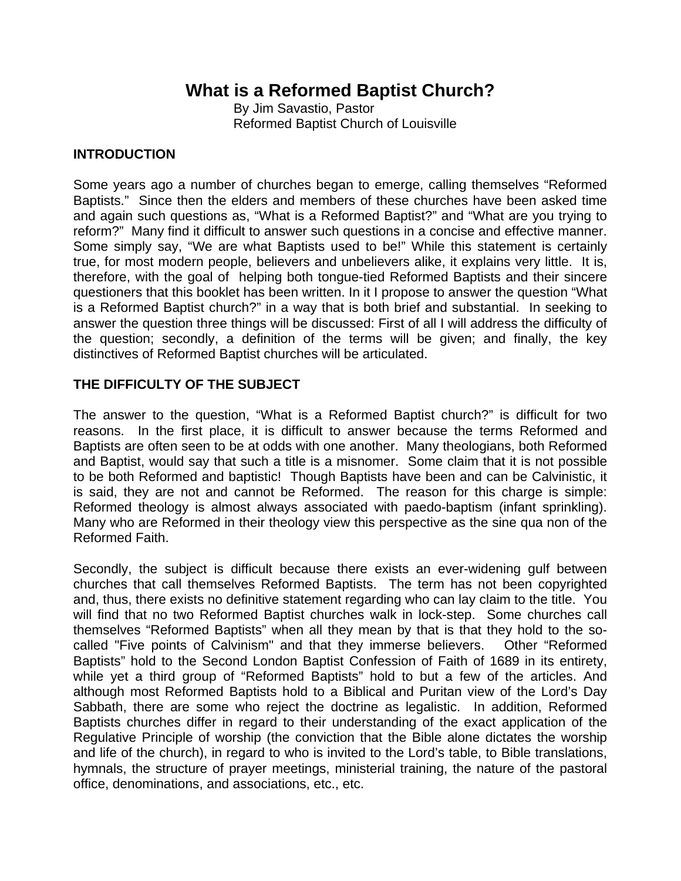# What is a Reformed Baptist Church?

By Jim Savastio, Pastor
Reformed Baptist Church of Louisville

## INTRODUCTION

Some years ago a number of churches began to emerge, calling themselves “Reformed Baptists.” Since then the elders and members of these churches have been asked time and again such questions as, “What is a Reformed Baptist?” and “What are you trying to reform?” Many find it difficult to answer such questions in a concise and effective manner. Some simply say, “We are what Baptists used to be!” While this statement is certainly true, for most modern people, believers and unbelievers alike, it explains very little. It is, therefore, with the goal of helping both tongue-tied Reformed Baptists and their sincere questioners that this booklet has been written. In it I propose to answer the question “What is a Reformed Baptist church?” in a way that is both brief and substantial. In seeking to answer the question three things will be discussed: First of all I will address the difficulty of the question; secondly, a definition of the terms will be given; and finally, the key distinctives of Reformed Baptist churches will be articulated.

## THE DIFFICULTY OF THE SUBJECT

The answer to the question, “What is a Reformed Baptist church?” is difficult for two reasons. In the first place, it is difficult to answer because the terms Reformed and Baptists are often seen to be at odds with one another. Many theologians, both Reformed and Baptist, would say that such a title is a misnomer. Some claim that it is not possible to be both Reformed and baptistic! Though Baptists have been and can be Calvinistic, it is said, they are not and cannot be Reformed. The reason for this charge is simple: Reformed theology is almost always associated with paedo-baptism (infant sprinkling). Many who are Reformed in their theology view this perspective as the sine qua non of the Reformed Faith.

Secondly, the subject is difficult because there exists an ever-widening gulf between churches that call themselves Reformed Baptists. The term has not been copyrighted and, thus, there exists no definitive statement regarding who can lay claim to the title. You will find that no two Reformed Baptist churches walk in lock-step. Some churches call themselves “Reformed Baptists” when all they mean by that is that they hold to the so-called "Five points of Calvinism" and that they immerse believers. Other “Reformed Baptists” hold to the Second London Baptist Confession of Faith of 1689 in its entirety, while yet a third group of “Reformed Baptists” hold to but a few of the articles. And although most Reformed Baptists hold to a Biblical and Puritan view of the Lord’s Day Sabbath, there are some who reject the doctrine as legalistic. In addition, Reformed Baptists churches differ in regard to their understanding of the exact application of the Regulative Principle of worship (the conviction that the Bible alone dictates the worship and life of the church), in regard to who is invited to the Lord’s table, to Bible translations, hymnals, the structure of prayer meetings, ministerial training, the nature of the pastoral office, denominations, and associations, etc., etc.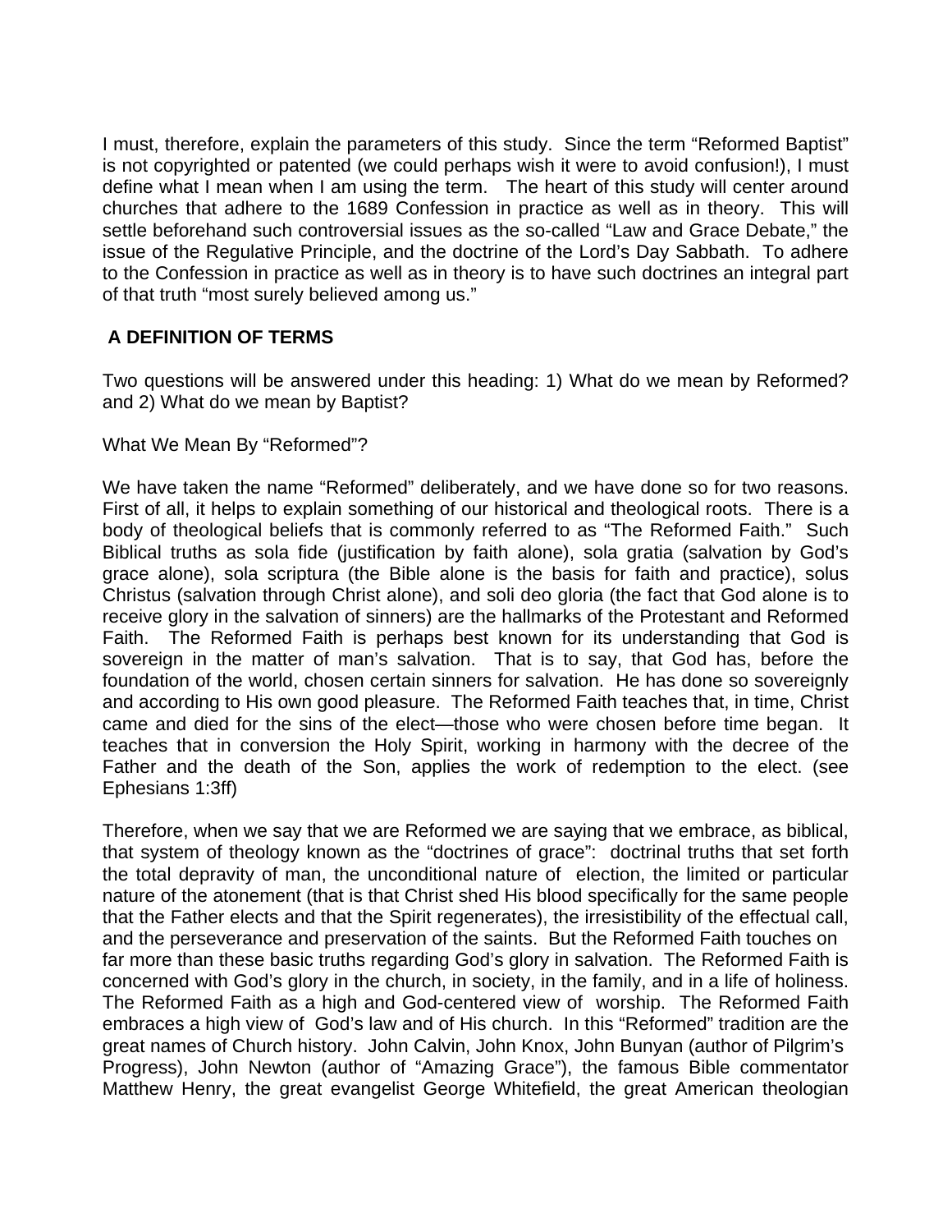I must, therefore, explain the parameters of this study. Since the term "Reformed Baptist" is not copyrighted or patented (we could perhaps wish it were to avoid confusion!), I must define what I mean when I am using the term. The heart of this study will center around churches that adhere to the 1689 Confession in practice as well as in theory. This will settle beforehand such controversial issues as the so-called "Law and Grace Debate," the issue of the Regulative Principle, and the doctrine of the Lord's Day Sabbath. To adhere to the Confession in practice as well as in theory is to have such doctrines an integral part of that truth "most surely believed among us."

## A DEFINITION OF TERMS

Two questions will be answered under this heading: 1) What do we mean by Reformed? and 2) What do we mean by Baptist?

What We Mean By "Reformed"?

We have taken the name "Reformed" deliberately, and we have done so for two reasons. First of all, it helps to explain something of our historical and theological roots. There is a body of theological beliefs that is commonly referred to as "The Reformed Faith." Such Biblical truths as sola fide (justification by faith alone), sola gratia (salvation by God's grace alone), sola scriptura (the Bible alone is the basis for faith and practice), solus Christus (salvation through Christ alone), and soli deo gloria (the fact that God alone is to receive glory in the salvation of sinners) are the hallmarks of the Protestant and Reformed Faith. The Reformed Faith is perhaps best known for its understanding that God is sovereign in the matter of man's salvation. That is to say, that God has, before the foundation of the world, chosen certain sinners for salvation. He has done so sovereignly and according to His own good pleasure. The Reformed Faith teaches that, in time, Christ came and died for the sins of the elect—those who were chosen before time began. It teaches that in conversion the Holy Spirit, working in harmony with the decree of the Father and the death of the Son, applies the work of redemption to the elect. (see Ephesians 1:3ff)

Therefore, when we say that we are Reformed we are saying that we embrace, as biblical, that system of theology known as the "doctrines of grace": doctrinal truths that set forth the total depravity of man, the unconditional nature of election, the limited or particular nature of the atonement (that is that Christ shed His blood specifically for the same people that the Father elects and that the Spirit regenerates), the irresistibility of the effectual call, and the perseverance and preservation of the saints. But the Reformed Faith touches on far more than these basic truths regarding God's glory in salvation. The Reformed Faith is concerned with God's glory in the church, in society, in the family, and in a life of holiness. The Reformed Faith as a high and God-centered view of worship. The Reformed Faith embraces a high view of God's law and of His church. In this "Reformed" tradition are the great names of Church history. John Calvin, John Knox, John Bunyan (author of Pilgrim's Progress), John Newton (author of "Amazing Grace"), the famous Bible commentator Matthew Henry, the great evangelist George Whitefield, the great American theologian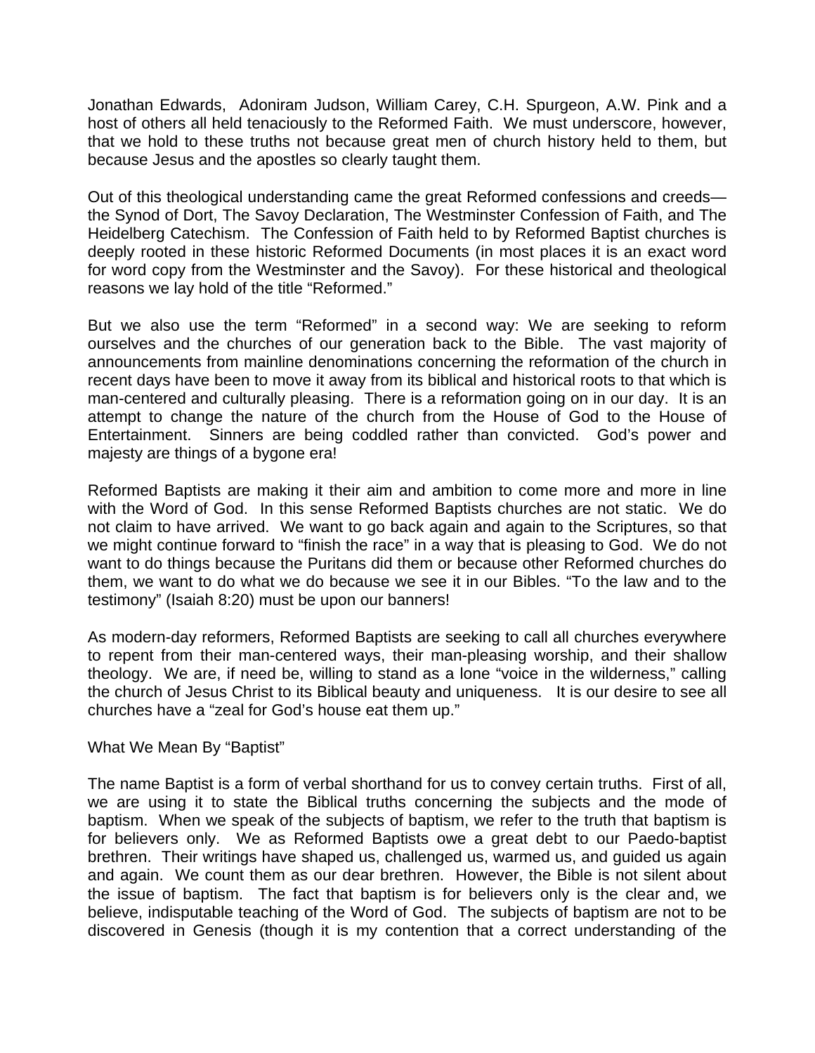Jonathan Edwards, Adoniram Judson, William Carey, C.H. Spurgeon, A.W. Pink and a host of others all held tenaciously to the Reformed Faith. We must underscore, however, that we hold to these truths not because great men of church history held to them, but because Jesus and the apostles so clearly taught them.

Out of this theological understanding came the great Reformed confessions and creeds—the Synod of Dort, The Savoy Declaration, The Westminster Confession of Faith, and The Heidelberg Catechism. The Confession of Faith held to by Reformed Baptist churches is deeply rooted in these historic Reformed Documents (in most places it is an exact word for word copy from the Westminster and the Savoy). For these historical and theological reasons we lay hold of the title "Reformed."

But we also use the term "Reformed" in a second way: We are seeking to reform ourselves and the churches of our generation back to the Bible. The vast majority of announcements from mainline denominations concerning the reformation of the church in recent days have been to move it away from its biblical and historical roots to that which is man-centered and culturally pleasing. There is a reformation going on in our day. It is an attempt to change the nature of the church from the House of God to the House of Entertainment. Sinners are being coddled rather than convicted. God's power and majesty are things of a bygone era!

Reformed Baptists are making it their aim and ambition to come more and more in line with the Word of God. In this sense Reformed Baptists churches are not static. We do not claim to have arrived. We want to go back again and again to the Scriptures, so that we might continue forward to "finish the race" in a way that is pleasing to God. We do not want to do things because the Puritans did them or because other Reformed churches do them, we want to do what we do because we see it in our Bibles. "To the law and to the testimony" (Isaiah 8:20) must be upon our banners!

As modern-day reformers, Reformed Baptists are seeking to call all churches everywhere to repent from their man-centered ways, their man-pleasing worship, and their shallow theology. We are, if need be, willing to stand as a lone "voice in the wilderness," calling the church of Jesus Christ to its Biblical beauty and uniqueness. It is our desire to see all churches have a "zeal for God's house eat them up."

## What We Mean By "Baptist"

The name Baptist is a form of verbal shorthand for us to convey certain truths. First of all, we are using it to state the Biblical truths concerning the subjects and the mode of baptism. When we speak of the subjects of baptism, we refer to the truth that baptism is for believers only. We as Reformed Baptists owe a great debt to our Paedo-baptist brethren. Their writings have shaped us, challenged us, warmed us, and guided us again and again. We count them as our dear brethren. However, the Bible is not silent about the issue of baptism. The fact that baptism is for believers only is the clear and, we believe, indisputable teaching of the Word of God. The subjects of baptism are not to be discovered in Genesis (though it is my contention that a correct understanding of the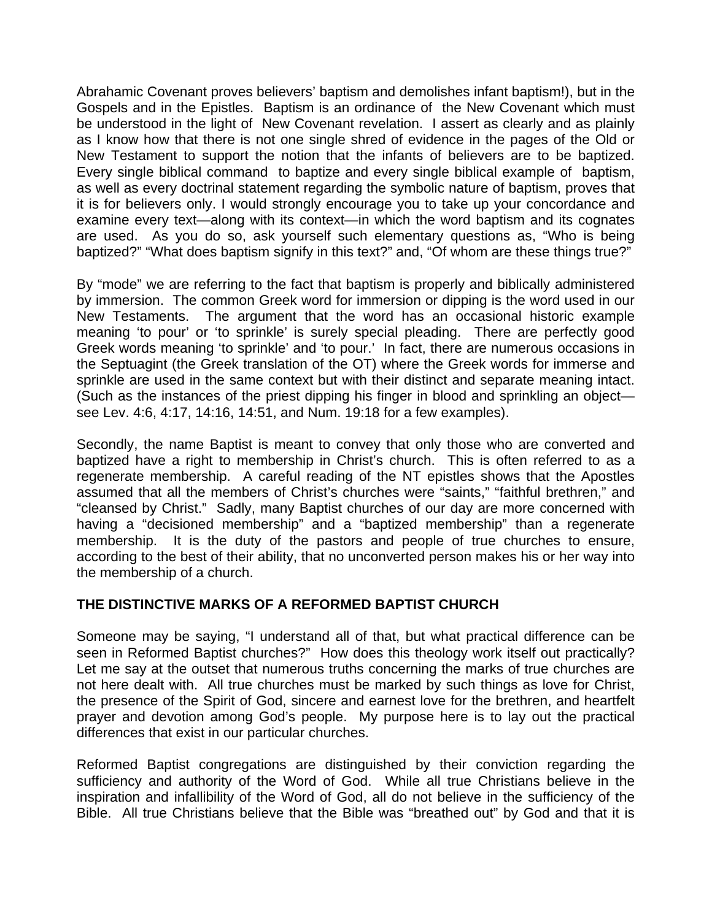Abrahamic Covenant proves believers' baptism and demolishes infant baptism!), but in the Gospels and in the Epistles. Baptism is an ordinance of the New Covenant which must be understood in the light of New Covenant revelation. I assert as clearly and as plainly as I know how that there is not one single shred of evidence in the pages of the Old or New Testament to support the notion that the infants of believers are to be baptized. Every single biblical command to baptize and every single biblical example of baptism, as well as every doctrinal statement regarding the symbolic nature of baptism, proves that it is for believers only. I would strongly encourage you to take up your concordance and examine every text—along with its context—in which the word baptism and its cognates are used. As you do so, ask yourself such elementary questions as, "Who is being baptized?" "What does baptism signify in this text?" and, "Of whom are these things true?"

By "mode" we are referring to the fact that baptism is properly and biblically administered by immersion. The common Greek word for immersion or dipping is the word used in our New Testaments. The argument that the word has an occasional historic example meaning 'to pour' or 'to sprinkle' is surely special pleading. There are perfectly good Greek words meaning 'to sprinkle' and 'to pour.' In fact, there are numerous occasions in the Septuagint (the Greek translation of the OT) where the Greek words for immerse and sprinkle are used in the same context but with their distinct and separate meaning intact. (Such as the instances of the priest dipping his finger in blood and sprinkling an object—see Lev. 4:6, 4:17, 14:16, 14:51, and Num. 19:18 for a few examples).

Secondly, the name Baptist is meant to convey that only those who are converted and baptized have a right to membership in Christ's church. This is often referred to as a regenerate membership. A careful reading of the NT epistles shows that the Apostles assumed that all the members of Christ's churches were "saints," "faithful brethren," and "cleansed by Christ." Sadly, many Baptist churches of our day are more concerned with having a "decisioned membership" and a "baptized membership" than a regenerate membership. It is the duty of the pastors and people of true churches to ensure, according to the best of their ability, that no unconverted person makes his or her way into the membership of a church.

## THE DISTINCTIVE MARKS OF A REFORMED BAPTIST CHURCH

Someone may be saying, "I understand all of that, but what practical difference can be seen in Reformed Baptist churches?" How does this theology work itself out practically? Let me say at the outset that numerous truths concerning the marks of true churches are not here dealt with. All true churches must be marked by such things as love for Christ, the presence of the Spirit of God, sincere and earnest love for the brethren, and heartfelt prayer and devotion among God's people. My purpose here is to lay out the practical differences that exist in our particular churches.

Reformed Baptist congregations are distinguished by their conviction regarding the sufficiency and authority of the Word of God. While all true Christians believe in the inspiration and infallibility of the Word of God, all do not believe in the sufficiency of the Bible. All true Christians believe that the Bible was "breathed out" by God and that it is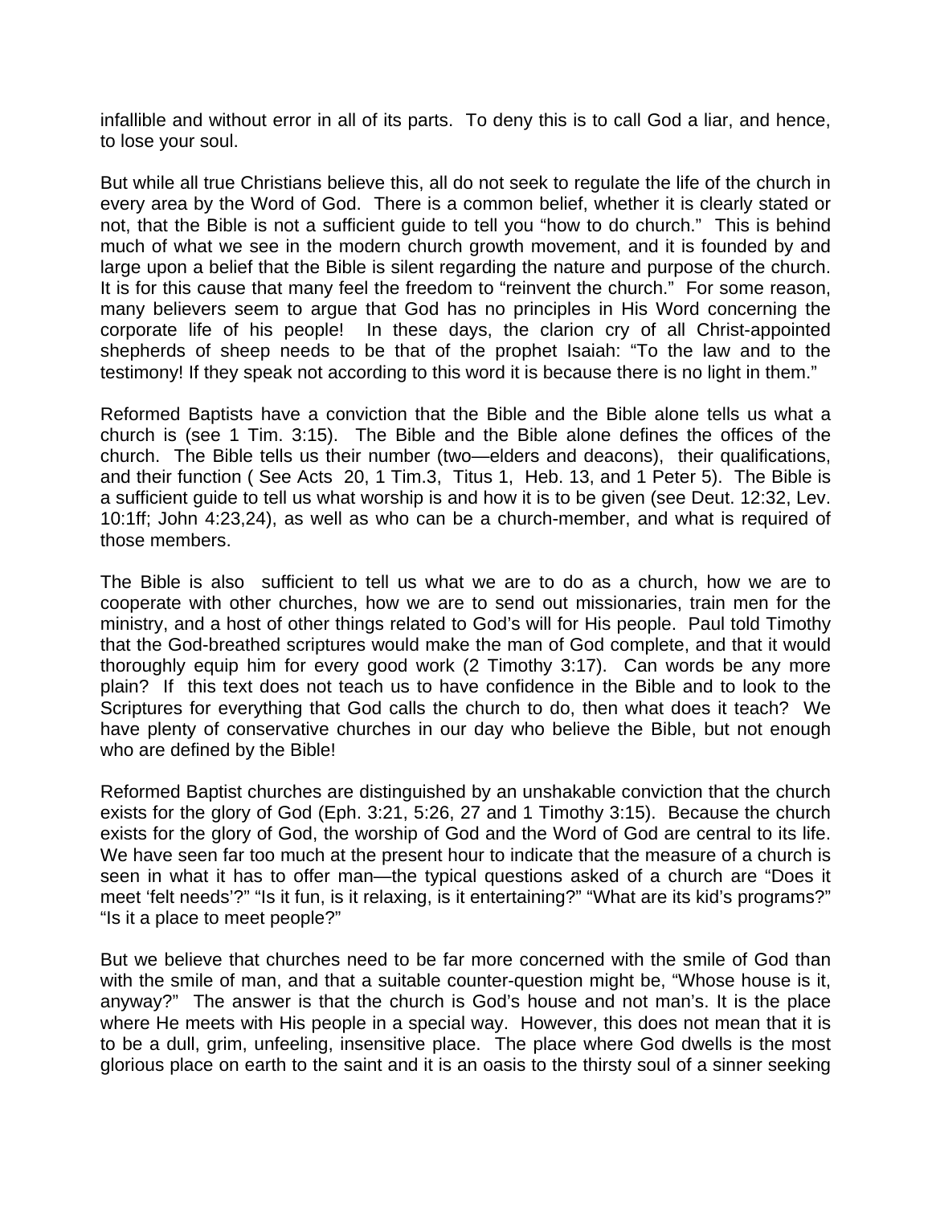infallible and without error in all of its parts. To deny this is to call God a liar, and hence, to lose your soul.

But while all true Christians believe this, all do not seek to regulate the life of the church in every area by the Word of God. There is a common belief, whether it is clearly stated or not, that the Bible is not a sufficient guide to tell you "how to do church." This is behind much of what we see in the modern church growth movement, and it is founded by and large upon a belief that the Bible is silent regarding the nature and purpose of the church. It is for this cause that many feel the freedom to "reinvent the church." For some reason, many believers seem to argue that God has no principles in His Word concerning the corporate life of his people! In these days, the clarion cry of all Christ-appointed shepherds of sheep needs to be that of the prophet Isaiah: "To the law and to the testimony! If they speak not according to this word it is because there is no light in them."

Reformed Baptists have a conviction that the Bible and the Bible alone tells us what a church is (see 1 Tim. 3:15). The Bible and the Bible alone defines the offices of the church. The Bible tells us their number (two—elders and deacons), their qualifications, and their function ( See Acts 20, 1 Tim.3, Titus 1, Heb. 13, and 1 Peter 5). The Bible is a sufficient guide to tell us what worship is and how it is to be given (see Deut. 12:32, Lev. 10:1ff; John 4:23,24), as well as who can be a church-member, and what is required of those members.

The Bible is also sufficient to tell us what we are to do as a church, how we are to cooperate with other churches, how we are to send out missionaries, train men for the ministry, and a host of other things related to God's will for His people. Paul told Timothy that the God-breathed scriptures would make the man of God complete, and that it would thoroughly equip him for every good work (2 Timothy 3:17). Can words be any more plain? If this text does not teach us to have confidence in the Bible and to look to the Scriptures for everything that God calls the church to do, then what does it teach? We have plenty of conservative churches in our day who believe the Bible, but not enough who are defined by the Bible!

Reformed Baptist churches are distinguished by an unshakable conviction that the church exists for the glory of God (Eph. 3:21, 5:26, 27 and 1 Timothy 3:15). Because the church exists for the glory of God, the worship of God and the Word of God are central to its life. We have seen far too much at the present hour to indicate that the measure of a church is seen in what it has to offer man—the typical questions asked of a church are "Does it meet 'felt needs'?" "Is it fun, is it relaxing, is it entertaining?" "What are its kid's programs?" "Is it a place to meet people?"

But we believe that churches need to be far more concerned with the smile of God than with the smile of man, and that a suitable counter-question might be, "Whose house is it, anyway?" The answer is that the church is God's house and not man's. It is the place where He meets with His people in a special way. However, this does not mean that it is to be a dull, grim, unfeeling, insensitive place. The place where God dwells is the most glorious place on earth to the saint and it is an oasis to the thirsty soul of a sinner seeking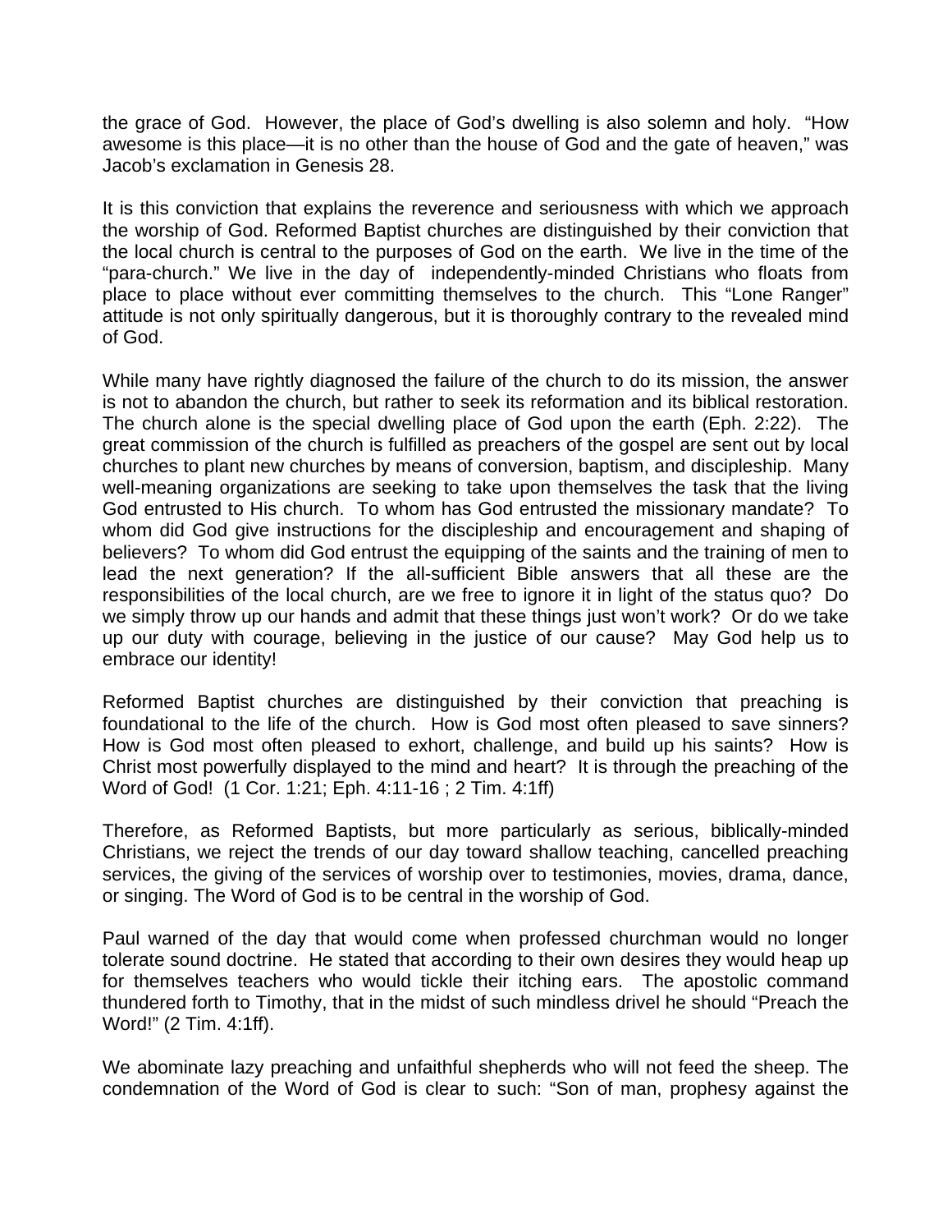the grace of God. However, the place of God's dwelling is also solemn and holy. "How awesome is this place—it is no other than the house of God and the gate of heaven," was Jacob's exclamation in Genesis 28.

It is this conviction that explains the reverence and seriousness with which we approach the worship of God. Reformed Baptist churches are distinguished by their conviction that the local church is central to the purposes of God on the earth. We live in the time of the "para-church." We live in the day of independently-minded Christians who floats from place to place without ever committing themselves to the church. This "Lone Ranger" attitude is not only spiritually dangerous, but it is thoroughly contrary to the revealed mind of God.

While many have rightly diagnosed the failure of the church to do its mission, the answer is not to abandon the church, but rather to seek its reformation and its biblical restoration. The church alone is the special dwelling place of God upon the earth (Eph. 2:22). The great commission of the church is fulfilled as preachers of the gospel are sent out by local churches to plant new churches by means of conversion, baptism, and discipleship. Many well-meaning organizations are seeking to take upon themselves the task that the living God entrusted to His church. To whom has God entrusted the missionary mandate? To whom did God give instructions for the discipleship and encouragement and shaping of believers? To whom did God entrust the equipping of the saints and the training of men to lead the next generation? If the all-sufficient Bible answers that all these are the responsibilities of the local church, are we free to ignore it in light of the status quo? Do we simply throw up our hands and admit that these things just won't work? Or do we take up our duty with courage, believing in the justice of our cause? May God help us to embrace our identity!

Reformed Baptist churches are distinguished by their conviction that preaching is foundational to the life of the church. How is God most often pleased to save sinners? How is God most often pleased to exhort, challenge, and build up his saints? How is Christ most powerfully displayed to the mind and heart? It is through the preaching of the Word of God! (1 Cor. 1:21; Eph. 4:11-16 ; 2 Tim. 4:1ff)

Therefore, as Reformed Baptists, but more particularly as serious, biblically-minded Christians, we reject the trends of our day toward shallow teaching, cancelled preaching services, the giving of the services of worship over to testimonies, movies, drama, dance, or singing. The Word of God is to be central in the worship of God.

Paul warned of the day that would come when professed churchman would no longer tolerate sound doctrine. He stated that according to their own desires they would heap up for themselves teachers who would tickle their itching ears. The apostolic command thundered forth to Timothy, that in the midst of such mindless drivel he should "Preach the Word!" (2 Tim. 4:1ff).

We abominate lazy preaching and unfaithful shepherds who will not feed the sheep. The condemnation of the Word of God is clear to such: "Son of man, prophesy against the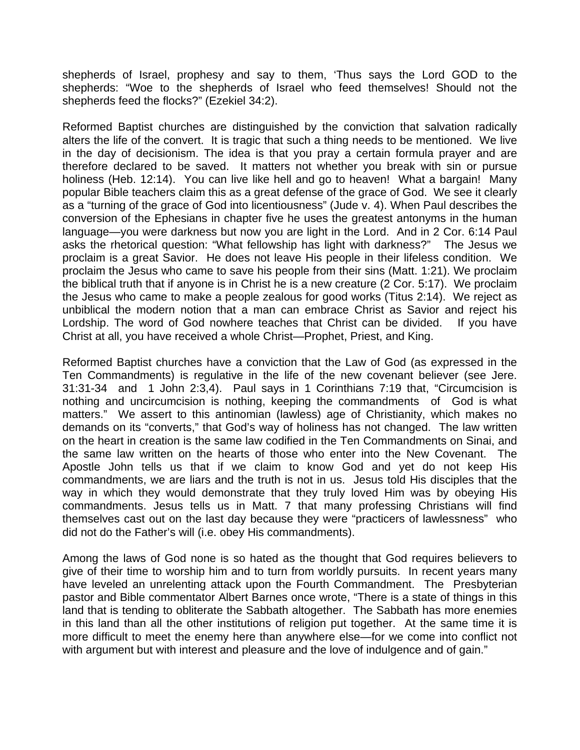shepherds of Israel, prophesy and say to them, 'Thus says the Lord GOD to the shepherds: "Woe to the shepherds of Israel who feed themselves! Should not the shepherds feed the flocks?" (Ezekiel 34:2).

Reformed Baptist churches are distinguished by the conviction that salvation radically alters the life of the convert. It is tragic that such a thing needs to be mentioned. We live in the day of decisionism. The idea is that you pray a certain formula prayer and are therefore declared to be saved. It matters not whether you break with sin or pursue holiness (Heb. 12:14). You can live like hell and go to heaven! What a bargain! Many popular Bible teachers claim this as a great defense of the grace of God. We see it clearly as a "turning of the grace of God into licentiousness" (Jude v. 4). When Paul describes the conversion of the Ephesians in chapter five he uses the greatest antonyms in the human language—you were darkness but now you are light in the Lord. And in 2 Cor. 6:14 Paul asks the rhetorical question: "What fellowship has light with darkness?" The Jesus we proclaim is a great Savior. He does not leave His people in their lifeless condition. We proclaim the Jesus who came to save his people from their sins (Matt. 1:21). We proclaim the biblical truth that if anyone is in Christ he is a new creature (2 Cor. 5:17). We proclaim the Jesus who came to make a people zealous for good works (Titus 2:14). We reject as unbiblical the modern notion that a man can embrace Christ as Savior and reject his Lordship. The word of God nowhere teaches that Christ can be divided. If you have Christ at all, you have received a whole Christ—Prophet, Priest, and King.

Reformed Baptist churches have a conviction that the Law of God (as expressed in the Ten Commandments) is regulative in the life of the new covenant believer (see Jere. 31:31-34 and 1 John 2:3,4). Paul says in 1 Corinthians 7:19 that, "Circumcision is nothing and uncircumcision is nothing, keeping the commandments of God is what matters." We assert to this antinomian (lawless) age of Christianity, which makes no demands on its "converts," that God's way of holiness has not changed. The law written on the heart in creation is the same law codified in the Ten Commandments on Sinai, and the same law written on the hearts of those who enter into the New Covenant. The Apostle John tells us that if we claim to know God and yet do not keep His commandments, we are liars and the truth is not in us. Jesus told His disciples that the way in which they would demonstrate that they truly loved Him was by obeying His commandments. Jesus tells us in Matt. 7 that many professing Christians will find themselves cast out on the last day because they were "practicers of lawlessness" who did not do the Father's will (i.e. obey His commandments).

Among the laws of God none is so hated as the thought that God requires believers to give of their time to worship him and to turn from worldly pursuits. In recent years many have leveled an unrelenting attack upon the Fourth Commandment. The Presbyterian pastor and Bible commentator Albert Barnes once wrote, "There is a state of things in this land that is tending to obliterate the Sabbath altogether. The Sabbath has more enemies in this land than all the other institutions of religion put together. At the same time it is more difficult to meet the enemy here than anywhere else—for we come into conflict not with argument but with interest and pleasure and the love of indulgence and of gain."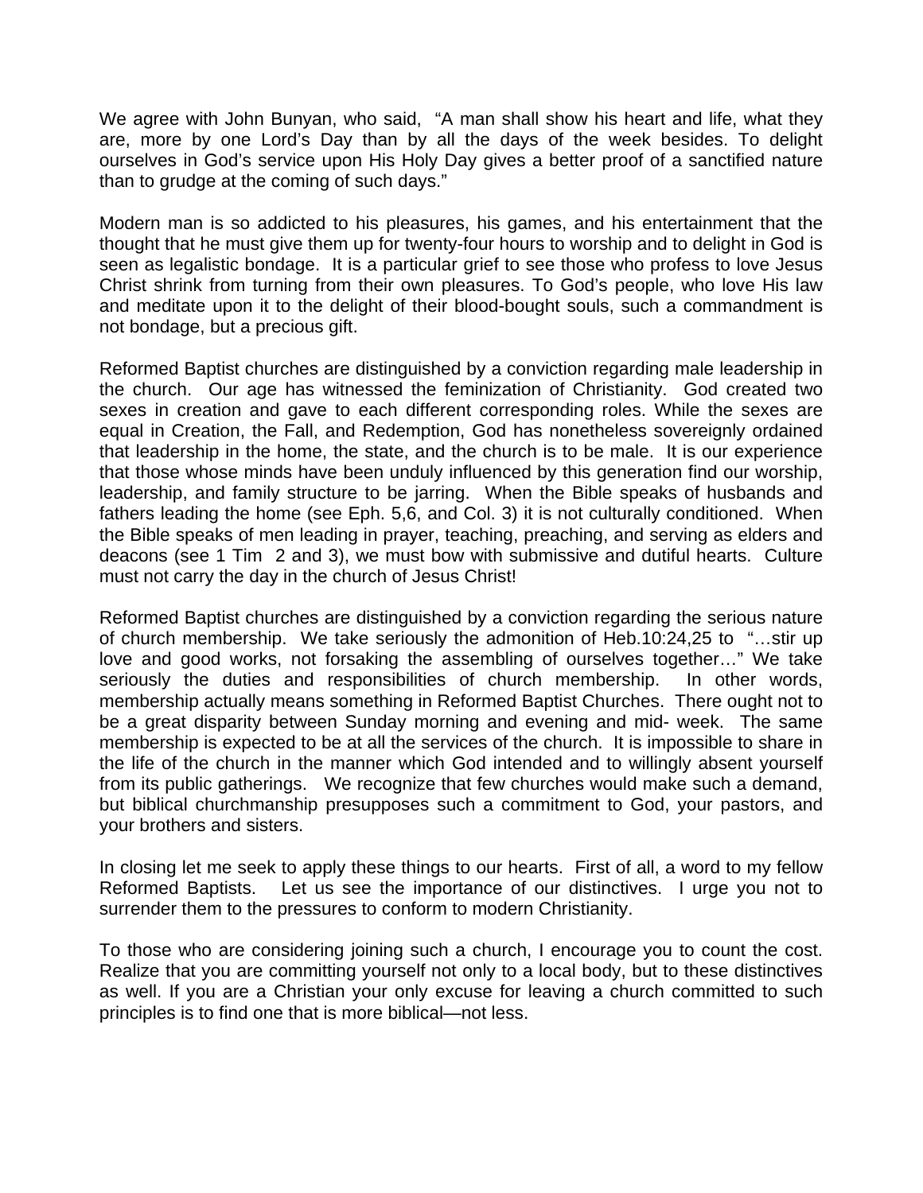We agree with John Bunyan, who said, "A man shall show his heart and life, what they are, more by one Lord's Day than by all the days of the week besides. To delight ourselves in God's service upon His Holy Day gives a better proof of a sanctified nature than to grudge at the coming of such days."

Modern man is so addicted to his pleasures, his games, and his entertainment that the thought that he must give them up for twenty-four hours to worship and to delight in God is seen as legalistic bondage. It is a particular grief to see those who profess to love Jesus Christ shrink from turning from their own pleasures. To God's people, who love His law and meditate upon it to the delight of their blood-bought souls, such a commandment is not bondage, but a precious gift.

Reformed Baptist churches are distinguished by a conviction regarding male leadership in the church. Our age has witnessed the feminization of Christianity. God created two sexes in creation and gave to each different corresponding roles. While the sexes are equal in Creation, the Fall, and Redemption, God has nonetheless sovereignly ordained that leadership in the home, the state, and the church is to be male. It is our experience that those whose minds have been unduly influenced by this generation find our worship, leadership, and family structure to be jarring. When the Bible speaks of husbands and fathers leading the home (see Eph. 5,6, and Col. 3) it is not culturally conditioned. When the Bible speaks of men leading in prayer, teaching, preaching, and serving as elders and deacons (see 1 Tim 2 and 3), we must bow with submissive and dutiful hearts. Culture must not carry the day in the church of Jesus Christ!

Reformed Baptist churches are distinguished by a conviction regarding the serious nature of church membership. We take seriously the admonition of Heb.10:24,25 to "…stir up love and good works, not forsaking the assembling of ourselves together…" We take seriously the duties and responsibilities of church membership. In other words, membership actually means something in Reformed Baptist Churches. There ought not to be a great disparity between Sunday morning and evening and mid- week. The same membership is expected to be at all the services of the church. It is impossible to share in the life of the church in the manner which God intended and to willingly absent yourself from its public gatherings. We recognize that few churches would make such a demand, but biblical churchmanship presupposes such a commitment to God, your pastors, and your brothers and sisters.

In closing let me seek to apply these things to our hearts. First of all, a word to my fellow Reformed Baptists. Let us see the importance of our distinctives. I urge you not to surrender them to the pressures to conform to modern Christianity.

To those who are considering joining such a church, I encourage you to count the cost. Realize that you are committing yourself not only to a local body, but to these distinctives as well. If you are a Christian your only excuse for leaving a church committed to such principles is to find one that is more biblical—not less.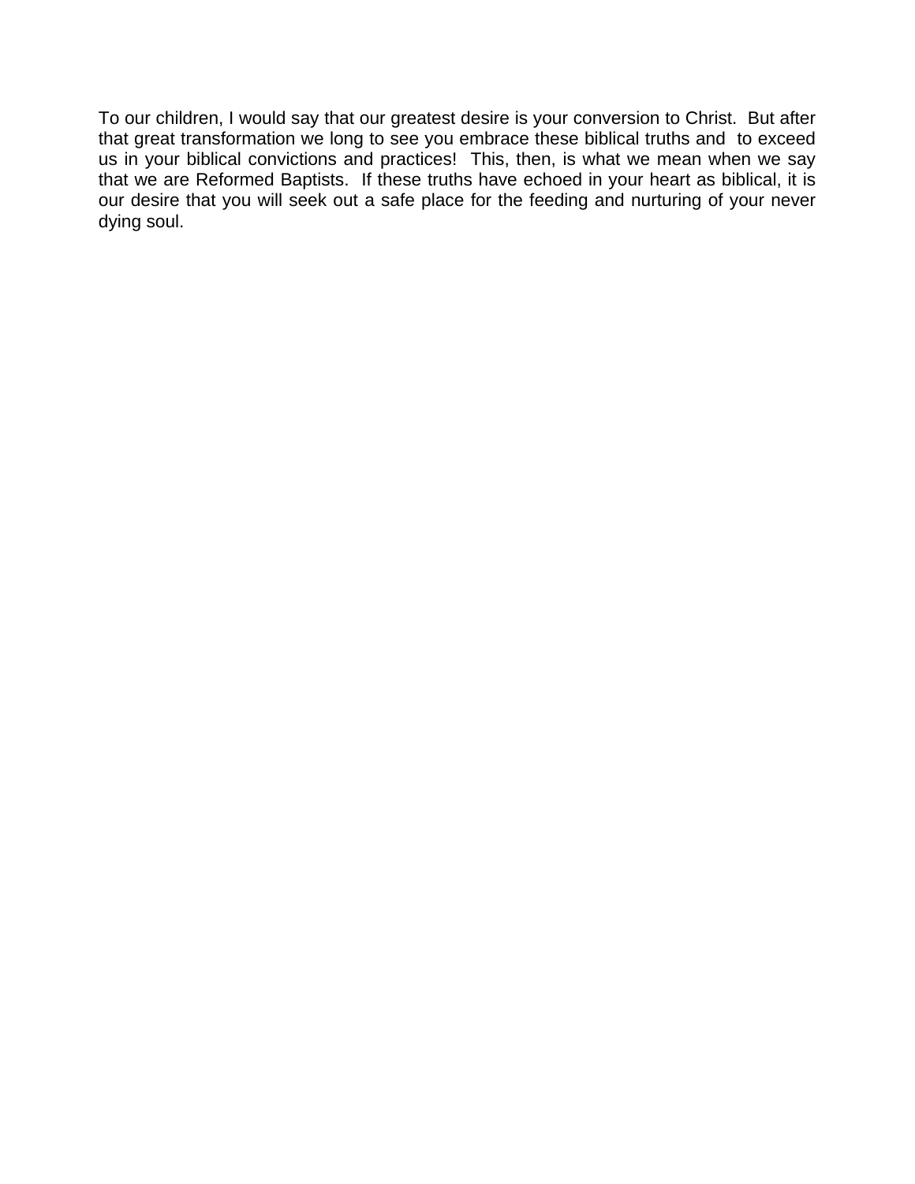To our children, I would say that our greatest desire is your conversion to Christ. But after that great transformation we long to see you embrace these biblical truths and to exceed us in your biblical convictions and practices! This, then, is what we mean when we say that we are Reformed Baptists. If these truths have echoed in your heart as biblical, it is our desire that you will seek out a safe place for the feeding and nurturing of your never dying soul.